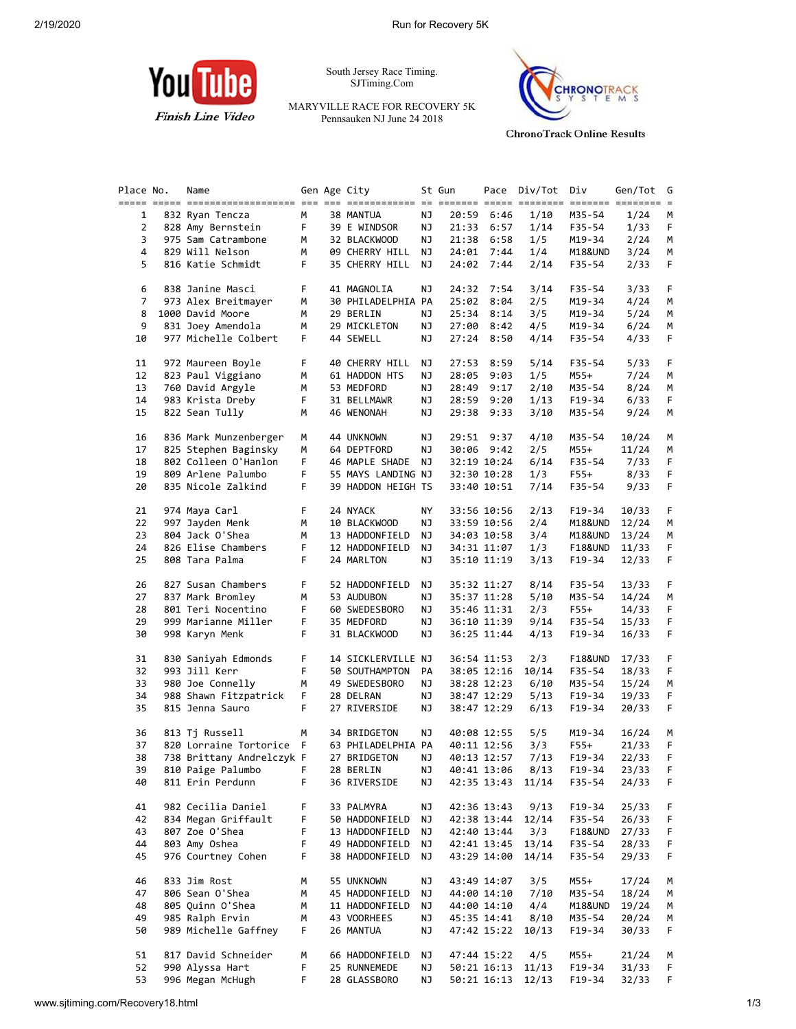YouTube

*Finish Line Video*

South Jersey Race Timing.
SJTiming.Com

MARYVILLE RACE FOR RECOVERY 5K
Pennsauken NJ June 24 2018

CHRONOTRACK SYSTEMS

ChronoTrack Online Results

| Place | No. | Name | Gen | Age | City | St | Gun | Pace | Div/Tot | Div | Gen/Tot | G |
|---|---|---|---|---|---|---|---|---|---|---|---|---|
| 1 | 832 | Ryan Tencza | M | 38 | MANTUA | NJ | 20:59 | 6:46 | 1/10 | M35-54 | 1/24 | M |
| 2 | 828 | Amy Bernstein | F | 39 | E WINDSOR | NJ | 21:33 | 6:57 | 1/14 | F35-54 | 1/33 | F |
| 3 | 975 | Sam Catrambone | M | 32 | BLACKWOOD | NJ | 21:38 | 6:58 | 1/5 | M19-34 | 2/24 | M |
| 4 | 829 | Will Nelson | M | 09 | CHERRY HILL | NJ | 24:01 | 7:44 | 1/4 | M18&UND | 3/24 | M |
| 5 | 816 | Katie Schmidt | F | 35 | CHERRY HILL | NJ | 24:02 | 7:44 | 2/14 | F35-54 | 2/33 | F |
| 6 | 838 | Janine Masci | F | 41 | MAGNOLIA | NJ | 24:32 | 7:54 | 3/14 | F35-54 | 3/33 | F |
| 7 | 973 | Alex Breitmayer | M | 30 | PHILADELPHIA | PA | 25:02 | 8:04 | 2/5 | M19-34 | 4/24 | M |
| 8 | 1000 | David Moore | M | 29 | BERLIN | NJ | 25:34 | 8:14 | 3/5 | M19-34 | 5/24 | M |
| 9 | 831 | Joey Amendola | M | 29 | MICKLETON | NJ | 27:00 | 8:42 | 4/5 | M19-34 | 6/24 | M |
| 10 | 977 | Michelle Colbert | F | 44 | SEWELL | NJ | 27:24 | 8:50 | 4/14 | F35-54 | 4/33 | F |
| 11 | 972 | Maureen Boyle | F | 40 | CHERRY HILL | NJ | 27:53 | 8:59 | 5/14 | F35-54 | 5/33 | F |
| 12 | 823 | Paul Viggiano | M | 61 | HADDON HTS | NJ | 28:05 | 9:03 | 1/5 | M55+ | 7/24 | M |
| 13 | 760 | David Argyle | M | 53 | MEDFORD | NJ | 28:49 | 9:17 | 2/10 | M35-54 | 8/24 | M |
| 14 | 983 | Krista Dreby | F | 31 | BELLMAWR | NJ | 28:59 | 9:20 | 1/13 | F19-34 | 6/33 | F |
| 15 | 822 | Sean Tully | M | 46 | WENONAH | NJ | 29:38 | 9:33 | 3/10 | M35-54 | 9/24 | M |
| 16 | 836 | Mark Munzenberger | M | 44 | UNKNOWN | NJ | 29:51 | 9:37 | 4/10 | M35-54 | 10/24 | M |
| 17 | 825 | Stephen Baginsky | M | 64 | DEPTFORD | NJ | 30:06 | 9:42 | 2/5 | M55+ | 11/24 | M |
| 18 | 802 | Colleen O'Hanlon | F | 46 | MAPLE SHADE | NJ | 32:19 | 10:24 | 6/14 | F35-54 | 7/33 | F |
| 19 | 809 | Arlene Palumbo | F | 55 | MAYS LANDING | NJ | 32:30 | 10:28 | 1/3 | F55+ | 8/33 | F |
| 20 | 835 | Nicole Zalkind | F | 39 | HADDON HEIGH | TS | 33:40 | 10:51 | 7/14 | F35-54 | 9/33 | F |
| 21 | 974 | Maya Carl | F | 24 | NYACK | NY | 33:56 | 10:56 | 2/13 | F19-34 | 10/33 | F |
| 22 | 997 | Jayden Menk | M | 10 | BLACKWOOD | NJ | 33:59 | 10:56 | 2/4 | M18&UND | 12/24 | M |
| 23 | 804 | Jack O'Shea | M | 13 | HADDONFIELD | NJ | 34:03 | 10:58 | 3/4 | M18&UND | 13/24 | M |
| 24 | 826 | Elise Chambers | F | 12 | HADDONFIELD | NJ | 34:31 | 11:07 | 1/3 | F18&UND | 11/33 | F |
| 25 | 808 | Tara Palma | F | 24 | MARLTON | NJ | 35:10 | 11:19 | 3/13 | F19-34 | 12/33 | F |
| 26 | 827 | Susan Chambers | F | 52 | HADDONFIELD | NJ | 35:32 | 11:27 | 8/14 | F35-54 | 13/33 | F |
| 27 | 837 | Mark Bromley | M | 53 | AUDUBON | NJ | 35:37 | 11:28 | 5/10 | M35-54 | 14/24 | M |
| 28 | 801 | Teri Nocentino | F | 60 | SWEDESBORO | NJ | 35:46 | 11:31 | 2/3 | F55+ | 14/33 | F |
| 29 | 999 | Marianne Miller | F | 35 | MEDFORD | NJ | 36:10 | 11:39 | 9/14 | F35-54 | 15/33 | F |
| 30 | 998 | Karyn Menk | F | 31 | BLACKWOOD | NJ | 36:25 | 11:44 | 4/13 | F19-34 | 16/33 | F |
| 31 | 830 | Saniyah Edmonds | F | 14 | SICKLERVILLE | NJ | 36:54 | 11:53 | 2/3 | F18&UND | 17/33 | F |
| 32 | 993 | Jill Kerr | F | 50 | SOUTHAMPTON | PA | 38:05 | 12:16 | 10/14 | F35-54 | 18/33 | F |
| 33 | 980 | Joe Connelly | M | 49 | SWEDESBORO | NJ | 38:28 | 12:23 | 6/10 | M35-54 | 15/24 | M |
| 34 | 988 | Shawn Fitzpatrick | F | 28 | DELRAN | NJ | 38:47 | 12:29 | 5/13 | F19-34 | 19/33 | F |
| 35 | 815 | Jenna Sauro | F | 27 | RIVERSIDE | NJ | 38:47 | 12:29 | 6/13 | F19-34 | 20/33 | F |
| 36 | 813 | Tj Russell | M | 34 | BRIDGETON | NJ | 40:08 | 12:55 | 5/5 | M19-34 | 16/24 | M |
| 37 | 820 | Lorraine Tortorice | F | 63 | PHILADELPHIA | PA | 40:11 | 12:56 | 3/3 | F55+ | 21/33 | F |
| 38 | 738 | Brittany Andrelczyk | F | 27 | BRIDGETON | NJ | 40:13 | 12:57 | 7/13 | F19-34 | 22/33 | F |
| 39 | 810 | Paige Palumbo | F | 28 | BERLIN | NJ | 40:41 | 13:06 | 8/13 | F19-34 | 23/33 | F |
| 40 | 811 | Erin Perdunn | F | 36 | RIVERSIDE | NJ | 42:35 | 13:43 | 11/14 | F35-54 | 24/33 | F |
| 41 | 982 | Cecilia Daniel | F | 33 | PALMYRA | NJ | 42:36 | 13:43 | 9/13 | F19-34 | 25/33 | F |
| 42 | 834 | Megan Griffault | F | 50 | HADDONFIELD | NJ | 42:38 | 13:44 | 12/14 | F35-54 | 26/33 | F |
| 43 | 807 | Zoe O'Shea | F | 13 | HADDONFIELD | NJ | 42:40 | 13:44 | 3/3 | F18&UND | 27/33 | F |
| 44 | 803 | Amy Oshea | F | 49 | HADDONFIELD | NJ | 42:41 | 13:45 | 13/14 | F35-54 | 28/33 | F |
| 45 | 976 | Courtney Cohen | F | 38 | HADDONFIELD | NJ | 43:29 | 14:00 | 14/14 | F35-54 | 29/33 | F |
| 46 | 833 | Jim Rost | M | 55 | UNKNOWN | NJ | 43:49 | 14:07 | 3/5 | M55+ | 17/24 | M |
| 47 | 806 | Sean O'Shea | M | 45 | HADDONFIELD | NJ | 44:00 | 14:10 | 7/10 | M35-54 | 18/24 | M |
| 48 | 805 | Quinn O'Shea | M | 11 | HADDONFIELD | NJ | 44:00 | 14:10 | 4/4 | M18&UND | 19/24 | M |
| 49 | 985 | Ralph Ervin | M | 43 | VOORHEES | NJ | 45:35 | 14:41 | 8/10 | M35-54 | 20/24 | M |
| 50 | 989 | Michelle Gaffney | F | 26 | MANTUA | NJ | 47:42 | 15:22 | 10/13 | F19-34 | 30/33 | F |
| 51 | 817 | David Schneider | M | 66 | HADDONFIELD | NJ | 47:44 | 15:22 | 4/5 | M55+ | 21/24 | M |
| 52 | 990 | Alyssa Hart | F | 25 | RUNNEMEDE | NJ | 50:21 | 16:13 | 11/13 | F19-34 | 31/33 | F |
| 53 | 996 | Megan McHugh | F | 28 | GLASSBORO | NJ | 50:21 | 16:13 | 12/13 | F19-34 | 32/33 | F |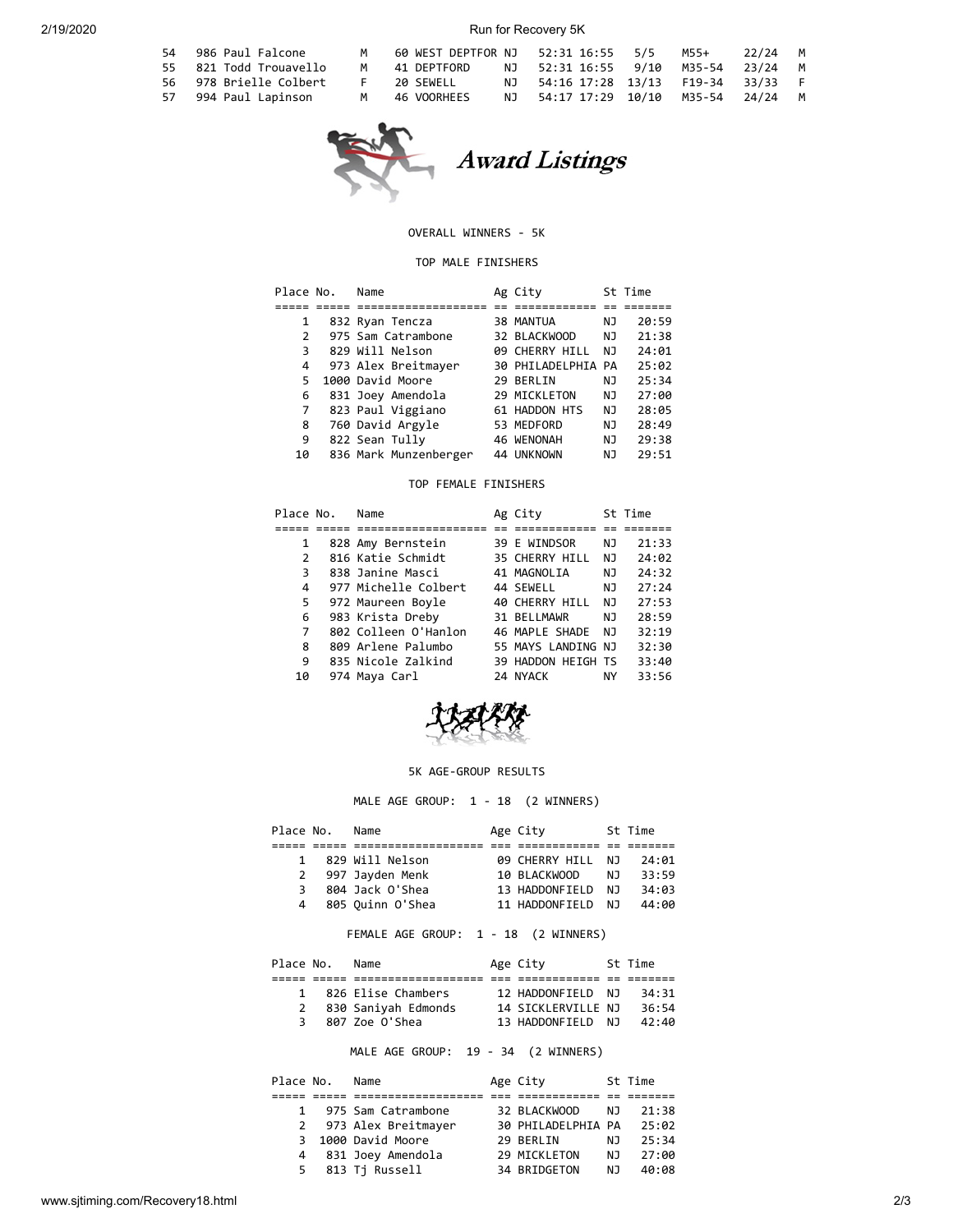| 54 | 986 | Paul Falcone | M | 60 | WEST DEPTFOR | NJ | 52:31 | 16:55 | 5/5 | M55+ | 22/24 | M |
|---|---|---|---|---|---|---|---|---|---|---|---|---|
| 55 | 821 | Todd Trouavello | M | 41 | DEPTFORD | NJ | 52:31 | 16:55 | 9/10 | M35-54 | 23/24 | M |
| 56 | 978 | Brielle Colbert | F | 20 | SEWELL | NJ | 54:16 | 17:28 | 13/13 | F19-34 | 33/33 | F |
| 57 | 994 | Paul Lapinson | M | 46 | VOORHEES | NJ | 54:17 | 17:29 | 10/10 | M35-54 | 24/24 | M |

# Award Listings

## OVERALL WINNERS - 5K

### TOP MALE FINISHERS

| Place | No. | Name | Ag | City | St | Time |
|---|---|---|---|---|---|---|
| 1 | 832 | Ryan Tencza | 38 | MANTUA | NJ | 20:59 |
| 2 | 975 | Sam Catrambone | 32 | BLACKWOOD | NJ | 21:38 |
| 3 | 829 | Will Nelson | 09 | CHERRY HILL | NJ | 24:01 |
| 4 | 973 | Alex Breitmayer | 30 | PHILADELPHIA | PA | 25:02 |
| 5 | 1000 | David Moore | 29 | BERLIN | NJ | 25:34 |
| 6 | 831 | Joey Amendola | 29 | MICKLETON | NJ | 27:00 |
| 7 | 823 | Paul Viggiano | 61 | HADDON HTS | NJ | 28:05 |
| 8 | 760 | David Argyle | 53 | MEDFORD | NJ | 28:49 |
| 9 | 822 | Sean Tully | 46 | WENONAH | NJ | 29:38 |
| 10 | 836 | Mark Munzenberger | 44 | UNKNOWN | NJ | 29:51 |

### TOP FEMALE FINISHERS

| Place | No. | Name | Ag | City | St | Time |
|---|---|---|---|---|---|---|
| 1 | 828 | Amy Bernstein | 39 | E WINDSOR | NJ | 21:33 |
| 2 | 816 | Katie Schmidt | 35 | CHERRY HILL | NJ | 24:02 |
| 3 | 838 | Janine Masci | 41 | MAGNOLIA | NJ | 24:32 |
| 4 | 977 | Michelle Colbert | 44 | SEWELL | NJ | 27:24 |
| 5 | 972 | Maureen Boyle | 40 | CHERRY HILL | NJ | 27:53 |
| 6 | 983 | Krista Dreby | 31 | BELLMAWR | NJ | 28:59 |
| 7 | 802 | Colleen O'Hanlon | 46 | MAPLE SHADE | NJ | 32:19 |
| 8 | 809 | Arlene Palumbo | 55 | MAYS LANDING | NJ | 32:30 |
| 9 | 835 | Nicole Zalkind | 39 | HADDON HEIGH | TS | 33:40 |
| 10 | 974 | Maya Carl | 24 | NYACK | NY | 33:56 |

## 5K AGE-GROUP RESULTS

### MALE AGE GROUP: 1 - 18 (2 WINNERS)

| Place | No. | Name | Age | City | St | Time |
|---|---|---|---|---|---|---|
| 1 | 829 | Will Nelson | 09 | CHERRY HILL | NJ | 24:01 |
| 2 | 997 | Jayden Menk | 10 | BLACKWOOD | NJ | 33:59 |
| 3 | 804 | Jack O'Shea | 13 | HADDONFIELD | NJ | 34:03 |
| 4 | 805 | Quinn O'Shea | 11 | HADDONFIELD | NJ | 44:00 |

### FEMALE AGE GROUP: 1 - 18 (2 WINNERS)

| Place | No. | Name | Age | City | St | Time |
|---|---|---|---|---|---|---|
| 1 | 826 | Elise Chambers | 12 | HADDONFIELD | NJ | 34:31 |
| 2 | 830 | Saniyah Edmonds | 14 | SICKLERVILLE | NJ | 36:54 |
| 3 | 807 | Zoe O'Shea | 13 | HADDONFIELD | NJ | 42:40 |

### MALE AGE GROUP: 19 - 34 (2 WINNERS)

| Place | No. | Name | Age | City | St | Time |
|---|---|---|---|---|---|---|
| 1 | 975 | Sam Catrambone | 32 | BLACKWOOD | NJ | 21:38 |
| 2 | 973 | Alex Breitmayer | 30 | PHILADELPHIA | PA | 25:02 |
| 3 | 1000 | David Moore | 29 | BERLIN | NJ | 25:34 |
| 4 | 831 | Joey Amendola | 29 | MICKLETON | NJ | 27:00 |
| 5 | 813 | Tj Russell | 34 | BRIDGETON | NJ | 40:08 |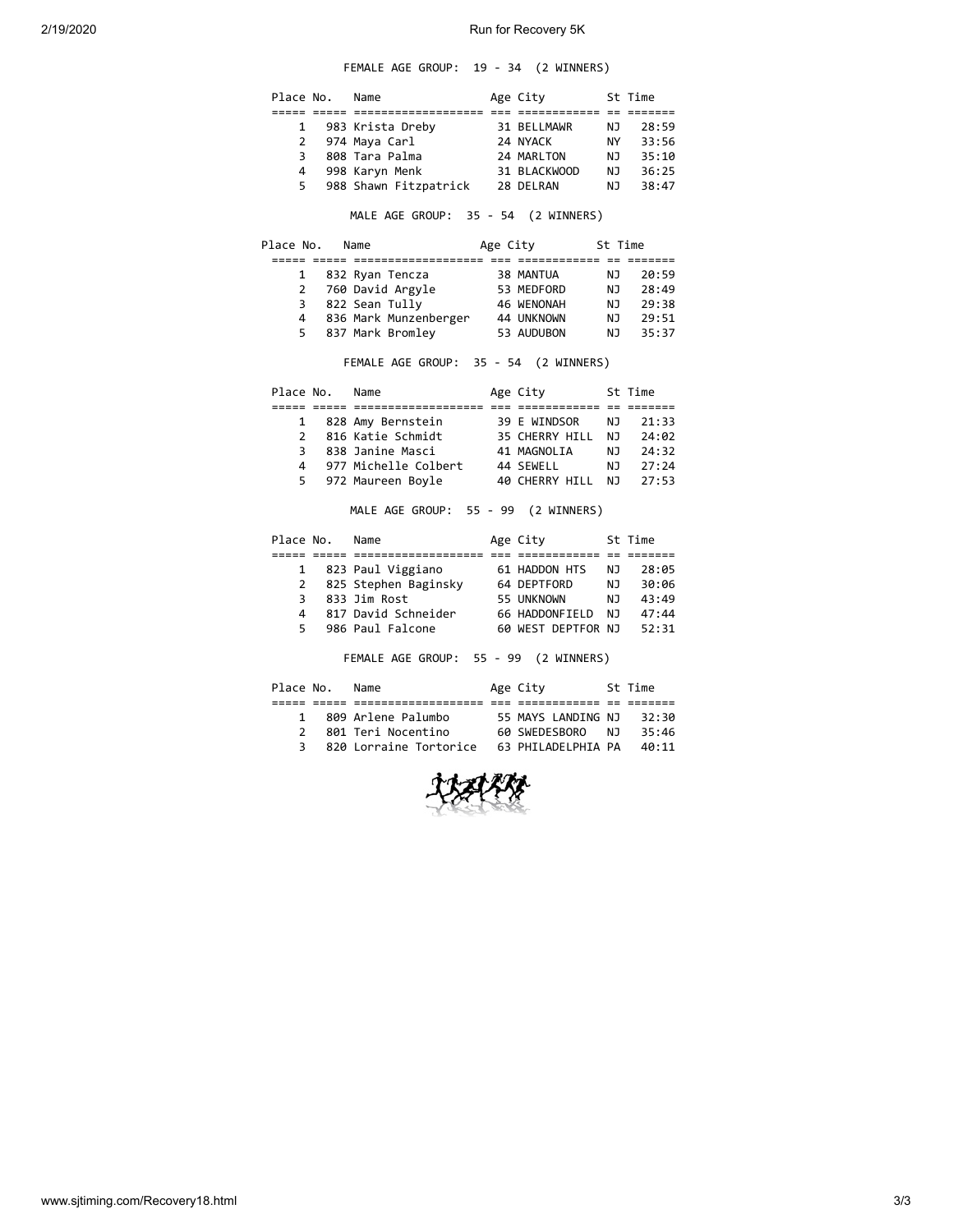FEMALE AGE GROUP: 19 - 34 (2 WINNERS)

| Place | No. | Name | Age | City | St | Time |
|---|---|---|---|---|---|---|
| 1 | 983 | Krista Dreby | 31 | BELLMAWR | NJ | 28:59 |
| 2 | 974 | Maya Carl | 24 | NYACK | NY | 33:56 |
| 3 | 808 | Tara Palma | 24 | MARLTON | NJ | 35:10 |
| 4 | 998 | Karyn Menk | 31 | BLACKWOOD | NJ | 36:25 |
| 5 | 988 | Shawn Fitzpatrick | 28 | DELRAN | NJ | 38:47 |

MALE AGE GROUP: 35 - 54 (2 WINNERS)

| Place | No. | Name | Age | City | St | Time |
|---|---|---|---|---|---|---|
| 1 | 832 | Ryan Tencza | 38 | MANTUA | NJ | 20:59 |
| 2 | 760 | David Argyle | 53 | MEDFORD | NJ | 28:49 |
| 3 | 822 | Sean Tully | 46 | WENONAH | NJ | 29:38 |
| 4 | 836 | Mark Munzenberger | 44 | UNKNOWN | NJ | 29:51 |
| 5 | 837 | Mark Bromley | 53 | AUDUBON | NJ | 35:37 |

FEMALE AGE GROUP: 35 - 54 (2 WINNERS)

| Place | No. | Name | Age | City | St | Time |
|---|---|---|---|---|---|---|
| 1 | 828 | Amy Bernstein | 39 | E WINDSOR | NJ | 21:33 |
| 2 | 816 | Katie Schmidt | 35 | CHERRY HILL | NJ | 24:02 |
| 3 | 838 | Janine Masci | 41 | MAGNOLIA | NJ | 24:32 |
| 4 | 977 | Michelle Colbert | 44 | SEWELL | NJ | 27:24 |
| 5 | 972 | Maureen Boyle | 40 | CHERRY HILL | NJ | 27:53 |

MALE AGE GROUP: 55 - 99 (2 WINNERS)

| Place | No. | Name | Age | City | St | Time |
|---|---|---|---|---|---|---|
| 1 | 823 | Paul Viggiano | 61 | HADDON HTS | NJ | 28:05 |
| 2 | 825 | Stephen Baginsky | 64 | DEPTFORD | NJ | 30:06 |
| 3 | 833 | Jim Rost | 55 | UNKNOWN | NJ | 43:49 |
| 4 | 817 | David Schneider | 66 | HADDONFIELD | NJ | 47:44 |
| 5 | 986 | Paul Falcone | 60 | WEST DEPTFOR | NJ | 52:31 |

FEMALE AGE GROUP: 55 - 99 (2 WINNERS)

| Place | No. | Name | Age | City | St | Time |
|---|---|---|---|---|---|---|
| 1 | 809 | Arlene Palumbo | 55 | MAYS LANDING | NJ | 32:30 |
| 2 | 801 | Teri Nocentino | 60 | SWEDESBORO | NJ | 35:46 |
| 3 | 820 | Lorraine Tortorice | 63 | PHILADELPHIA | PA | 40:11 |